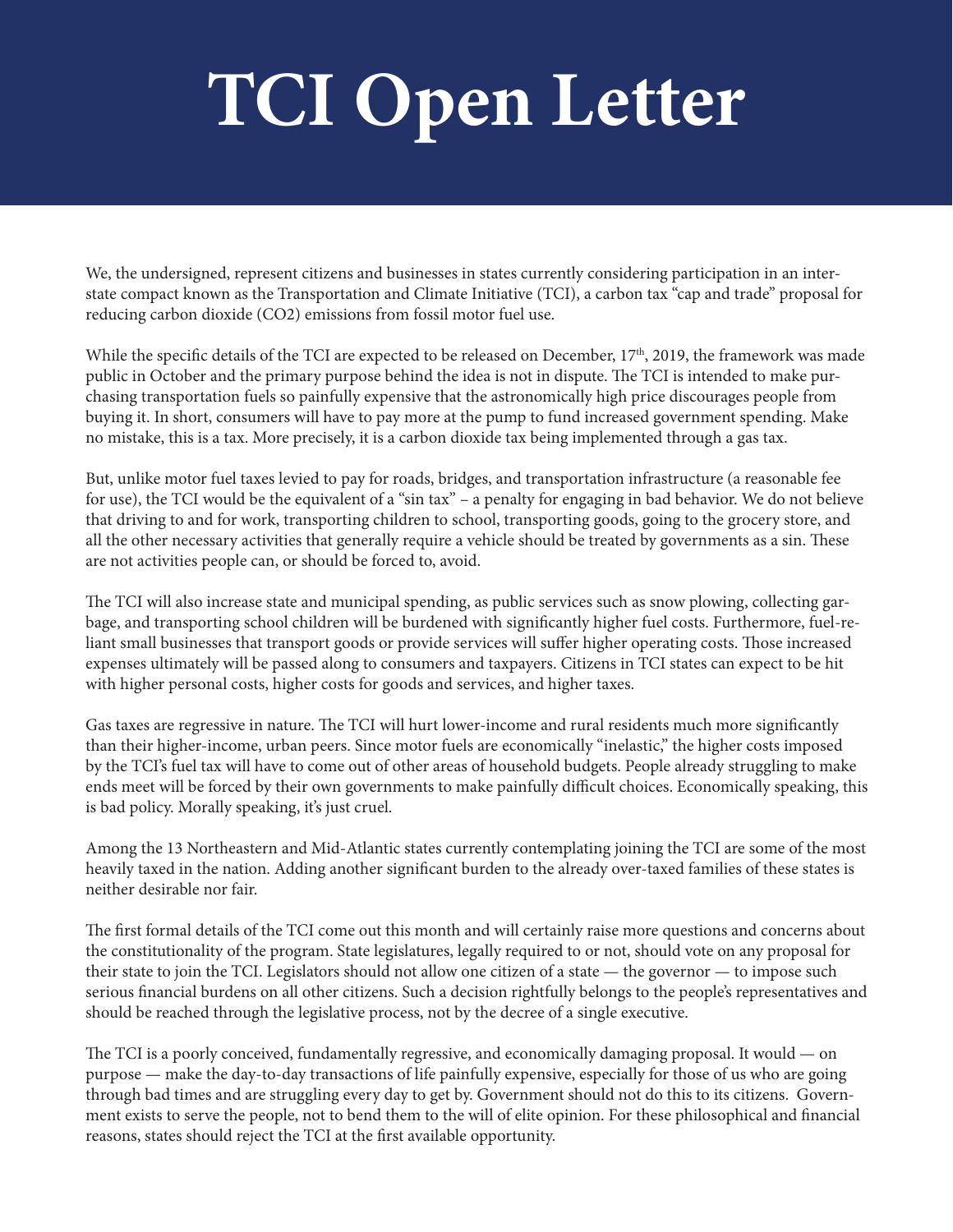# TCI Open Letter

We, the undersigned, represent citizens and businesses in states currently considering participation in an interstate compact known as the Transportation and Climate Initiative (TCI), a carbon tax "cap and trade" proposal for reducing carbon dioxide ($CO_2$) emissions from fossil motor fuel use.

While the specific details of the TCI are expected to be released on December, 17th, 2019, the framework was made public in October and the primary purpose behind the idea is not in dispute. The TCI is intended to make purchasing transportation fuels so painfully expensive that the astronomically high price discourages people from buying it. In short, consumers will have to pay more at the pump to fund increased government spending. Make no mistake, this is a tax. More precisely, it is a carbon dioxide tax being implemented through a gas tax.

But, unlike motor fuel taxes levied to pay for roads, bridges, and transportation infrastructure (a reasonable fee for use), the TCI would be the equivalent of a "sin tax" – a penalty for engaging in bad behavior. We do not believe that driving to and for work, transporting children to school, transporting goods, going to the grocery store, and all the other necessary activities that generally require a vehicle should be treated by governments as a sin. These are not activities people can, or should be forced to, avoid.

The TCI will also increase state and municipal spending, as public services such as snow plowing, collecting garbage, and transporting school children will be burdened with significantly higher fuel costs. Furthermore, fuel-reliant small businesses that transport goods or provide services will suffer higher operating costs. Those increased expenses ultimately will be passed along to consumers and taxpayers. Citizens in TCI states can expect to be hit with higher personal costs, higher costs for goods and services, and higher taxes.

Gas taxes are regressive in nature. The TCI will hurt lower-income and rural residents much more significantly than their higher-income, urban peers. Since motor fuels are economically "inelastic," the higher costs imposed by the TCI's fuel tax will have to come out of other areas of household budgets. People already struggling to make ends meet will be forced by their own governments to make painfully difficult choices. Economically speaking, this is bad policy. Morally speaking, it's just cruel.

Among the 13 Northeastern and Mid-Atlantic states currently contemplating joining the TCI are some of the most heavily taxed in the nation. Adding another significant burden to the already over-taxed families of these states is neither desirable nor fair.

The first formal details of the TCI come out this month and will certainly raise more questions and concerns about the constitutionality of the program. State legislatures, legally required to or not, should vote on any proposal for their state to join the TCI. Legislators should not allow one citizen of a state — the governor — to impose such serious financial burdens on all other citizens. Such a decision rightfully belongs to the people's representatives and should be reached through the legislative process, not by the decree of a single executive.

The TCI is a poorly conceived, fundamentally regressive, and economically damaging proposal. It would — on purpose — make the day-to-day transactions of life painfully expensive, especially for those of us who are going through bad times and are struggling every day to get by. Government should not do this to its citizens. Government exists to serve the people, not to bend them to the will of elite opinion. For these philosophical and financial reasons, states should reject the TCI at the first available opportunity.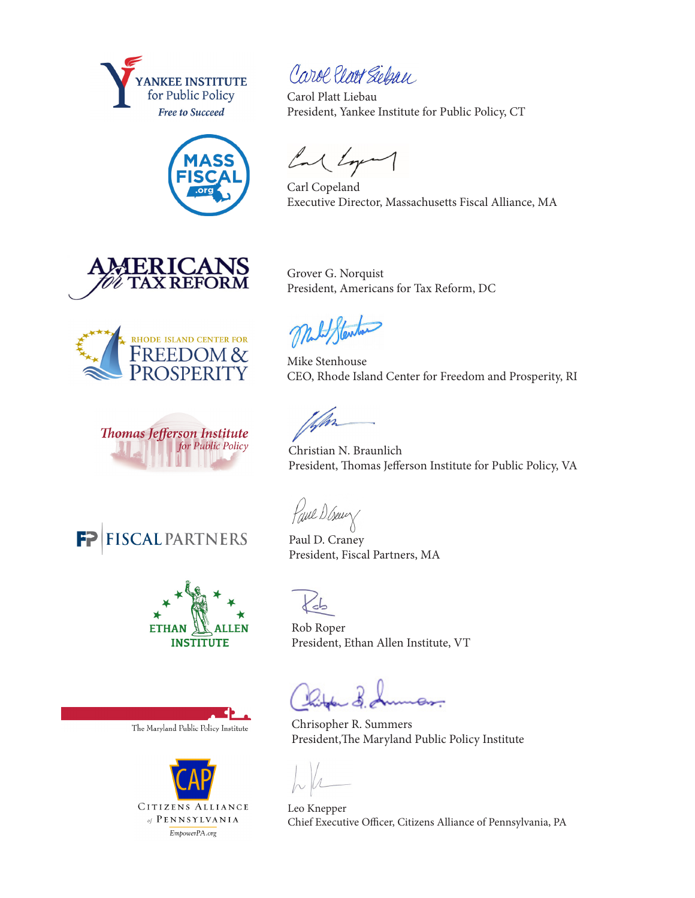Carol Platt Liebau
President, Yankee Institute for Public Policy, CT

Carl Copeland
Executive Director, Massachusetts Fiscal Alliance, MA

Grover G. Norquist
President, Americans for Tax Reform, DC

Mike Stenhouse
CEO, Rhode Island Center for Freedom and Prosperity, RI

Christian N. Braunlich
President, Thomas Jefferson Institute for Public Policy, VA

Paul D. Craney
President, Fiscal Partners, MA

Rob Roper
President, Ethan Allen Institute, VT

Chrisopher R. Summers
President,The Maryland Public Policy Institute

Leo Knepper
Chief Executive Officer, Citizens Alliance of Pennsylvania, PA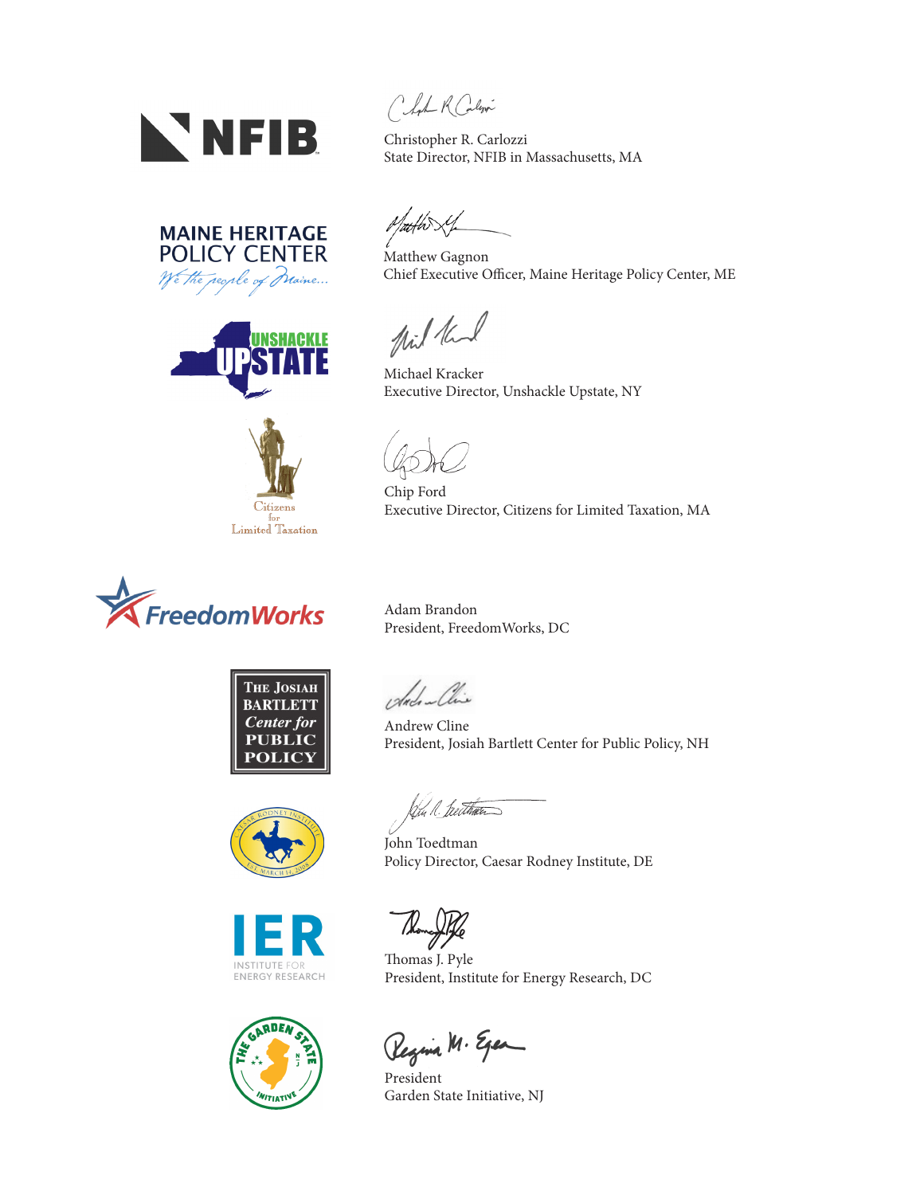Christopher R. Carlozzi
State Director, NFIB in Massachusetts, MA

Matthew Gagnon
Chief Executive Officer, Maine Heritage Policy Center, ME

Michael Kracker
Executive Director, Unshackle Upstate, NY

Chip Ford
Executive Director, Citizens for Limited Taxation, MA

Adam Brandon
President, FreedomWorks, DC

Andrew Cline
President, Josiah Bartlett Center for Public Policy, NH

John Toedtman
Policy Director, Caesar Rodney Institute, DE

Thomas J. Pyle
President, Institute for Energy Research, DC

President
Garden State Initiative, NJ